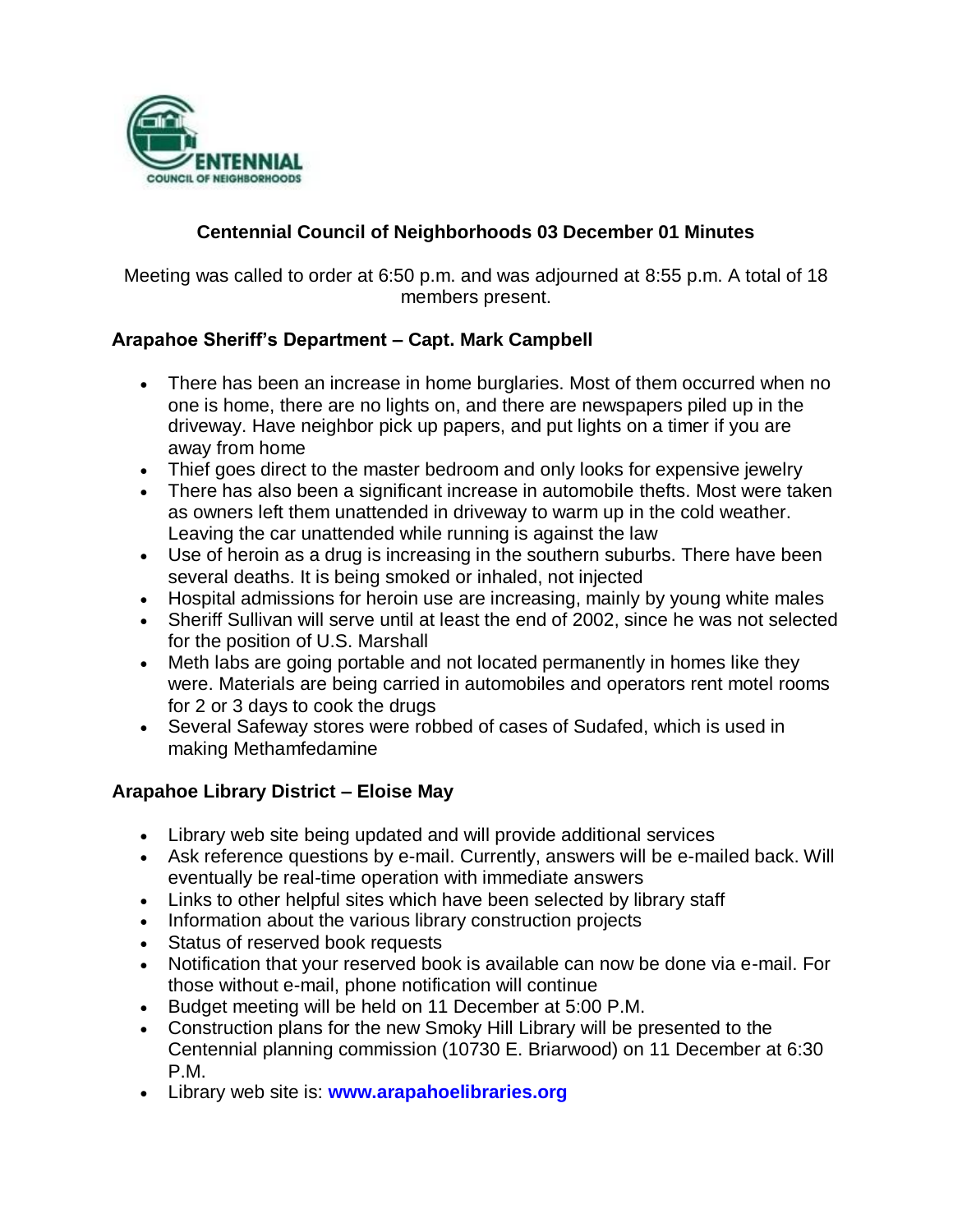# Centennial Council of Neighborhoods 03 December 01 Minutes

Meeting was called to order at 6:50 p.m. and was adjourned at 8:55 p.m. A total of 18 members present.

## Arapahoe Sheriff's Department – Capt. Mark Campbell

- There has been an increase in home burglaries. Most of them occurred when no one is home, there are no lights on, and there are newspapers piled up in the driveway. Have neighbor pick up papers, and put lights on a timer if you are away from home
- Thief goes direct to the master bedroom and only looks for expensive jewelry
- There has also been a significant increase in automobile thefts. Most were taken as owners left them unattended in driveway to warm up in the cold weather. Leaving the car unattended while running is against the law
- Use of heroin as a drug is increasing in the southern suburbs. There have been several deaths. It is being smoked or inhaled, not injected
- Hospital admissions for heroin use are increasing, mainly by young white males
- Sheriff Sullivan will serve until at least the end of 2002, since he was not selected for the position of U.S. Marshall
- Meth labs are going portable and not located permanently in homes like they were. Materials are being carried in automobiles and operators rent motel rooms for 2 or 3 days to cook the drugs
- Several Safeway stores were robbed of cases of Sudafed, which is used in making Methamfedamine

## Arapahoe Library District – Eloise May

- Library web site being updated and will provide additional services
- Ask reference questions by e-mail. Currently, answers will be e-mailed back. Will eventually be real-time operation with immediate answers
- Links to other helpful sites which have been selected by library staff
- Information about the various library construction projects
- Status of reserved book requests
- Notification that your reserved book is available can now be done via e-mail. For those without e-mail, phone notification will continue
- Budget meeting will be held on 11 December at 5:00 P.M.
- Construction plans for the new Smoky Hill Library will be presented to the Centennial planning commission (10730 E. Briarwood) on 11 December at 6:30 P.M.
- Library web site is: **www.arapahoelibraries.org**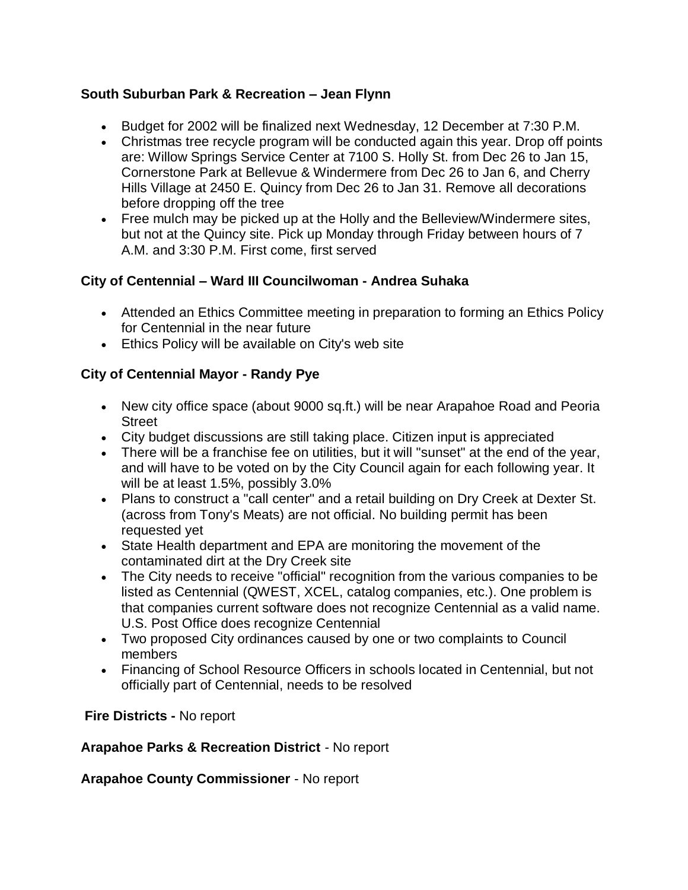**South Suburban Park & Recreation – Jean Flynn**

- Budget for 2002 will be finalized next Wednesday, 12 December at 7:30 P.M.
- Christmas tree recycle program will be conducted again this year. Drop off points are: Willow Springs Service Center at 7100 S. Holly St. from Dec 26 to Jan 15, Cornerstone Park at Bellevue & Windermere from Dec 26 to Jan 6, and Cherry Hills Village at 2450 E. Quincy from Dec 26 to Jan 31. Remove all decorations before dropping off the tree
- Free mulch may be picked up at the Holly and the Belleview/Windermere sites, but not at the Quincy site. Pick up Monday through Friday between hours of 7 A.M. and 3:30 P.M. First come, first served

**City of Centennial – Ward III Councilwoman - Andrea Suhaka**

- Attended an Ethics Committee meeting in preparation to forming an Ethics Policy for Centennial in the near future
- Ethics Policy will be available on City's web site

**City of Centennial Mayor - Randy Pye**

- New city office space (about 9000 sq.ft.) will be near Arapahoe Road and Peoria Street
- City budget discussions are still taking place. Citizen input is appreciated
- There will be a franchise fee on utilities, but it will "sunset" at the end of the year, and will have to be voted on by the City Council again for each following year. It will be at least 1.5%, possibly 3.0%
- Plans to construct a "call center" and a retail building on Dry Creek at Dexter St. (across from Tony's Meats) are not official. No building permit has been requested yet
- State Health department and EPA are monitoring the movement of the contaminated dirt at the Dry Creek site
- The City needs to receive "official" recognition from the various companies to be listed as Centennial (QWEST, XCEL, catalog companies, etc.). One problem is that companies current software does not recognize Centennial as a valid name. U.S. Post Office does recognize Centennial
- Two proposed City ordinances caused by one or two complaints to Council members
- Financing of School Resource Officers in schools located in Centennial, but not officially part of Centennial, needs to be resolved

**Fire Districts -** No report

**Arapahoe Parks & Recreation District** - No report

**Arapahoe County Commissioner** - No report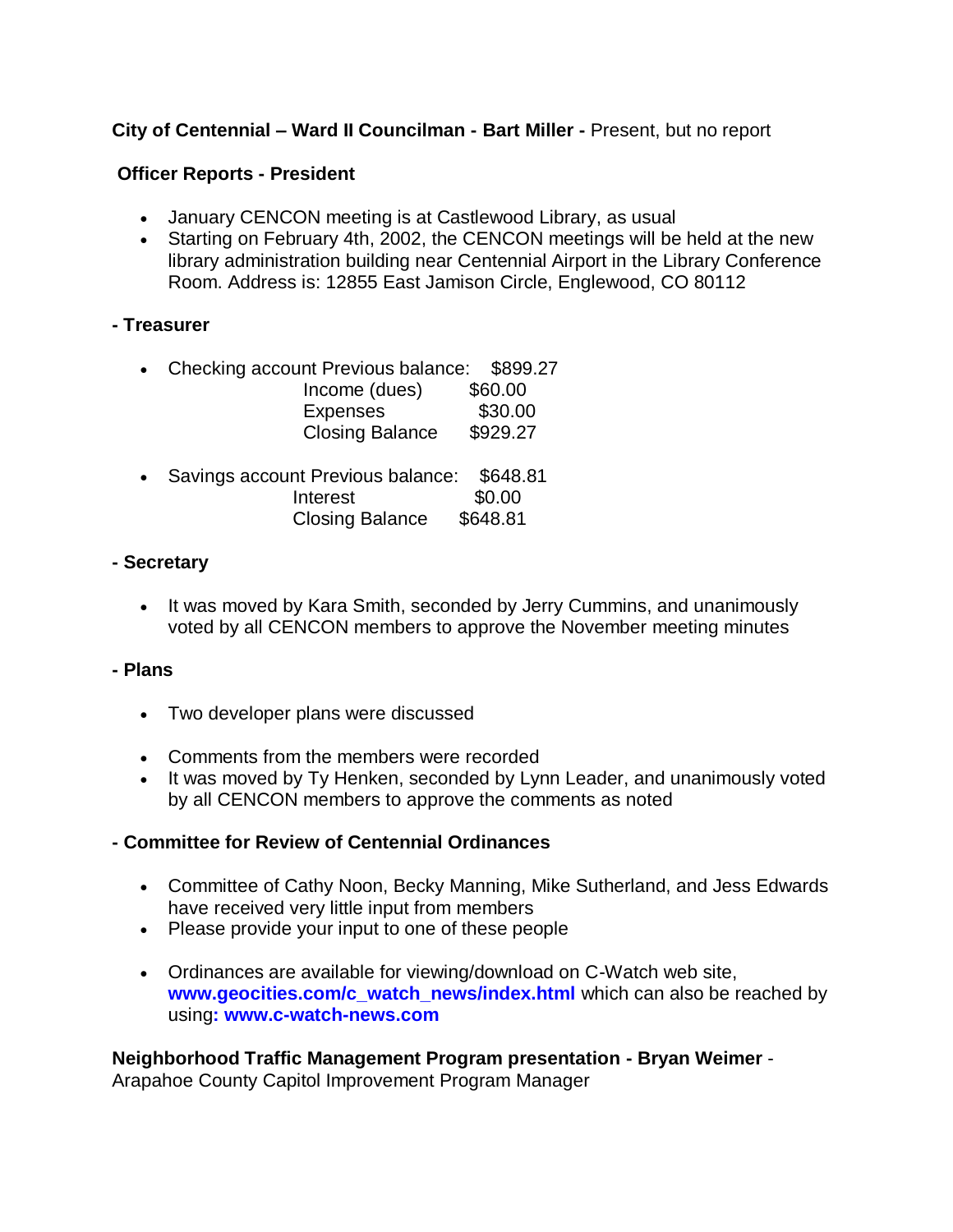**City of Centennial – Ward II Councilman - Bart Miller -** Present, but no report

**Officer Reports - President**

- January CENCON meeting is at Castlewood Library, as usual
- Starting on February 4th, 2002, the CENCON meetings will be held at the new library administration building near Centennial Airport in the Library Conference Room. Address is: 12855 East Jamison Circle, Englewood, CO 80112

**- Treasurer**

- Checking account Previous balance: $899.27
  Income (dues) $60.00
  Expenses $30.00
  Closing Balance $929.27

- Savings account Previous balance: $648.81
  Interest $0.00
  Closing Balance $648.81

**- Secretary**

- It was moved by Kara Smith, seconded by Jerry Cummins, and unanimously voted by all CENCON members to approve the November meeting minutes

**- Plans**

- Two developer plans were discussed

- Comments from the members were recorded
- It was moved by Ty Henken, seconded by Lynn Leader, and unanimously voted by all CENCON members to approve the comments as noted

**- Committee for Review of Centennial Ordinances**

- Committee of Cathy Noon, Becky Manning, Mike Sutherland, and Jess Edwards have received very little input from members
- Please provide your input to one of these people

- Ordinances are available for viewing/download on C-Watch web site, **www.geocities.com/c_watch_news/index.html** which can also be reached by using**: www.c-watch-news.com**

**Neighborhood Traffic Management Program presentation - Bryan Weimer** - Arapahoe County Capitol Improvement Program Manager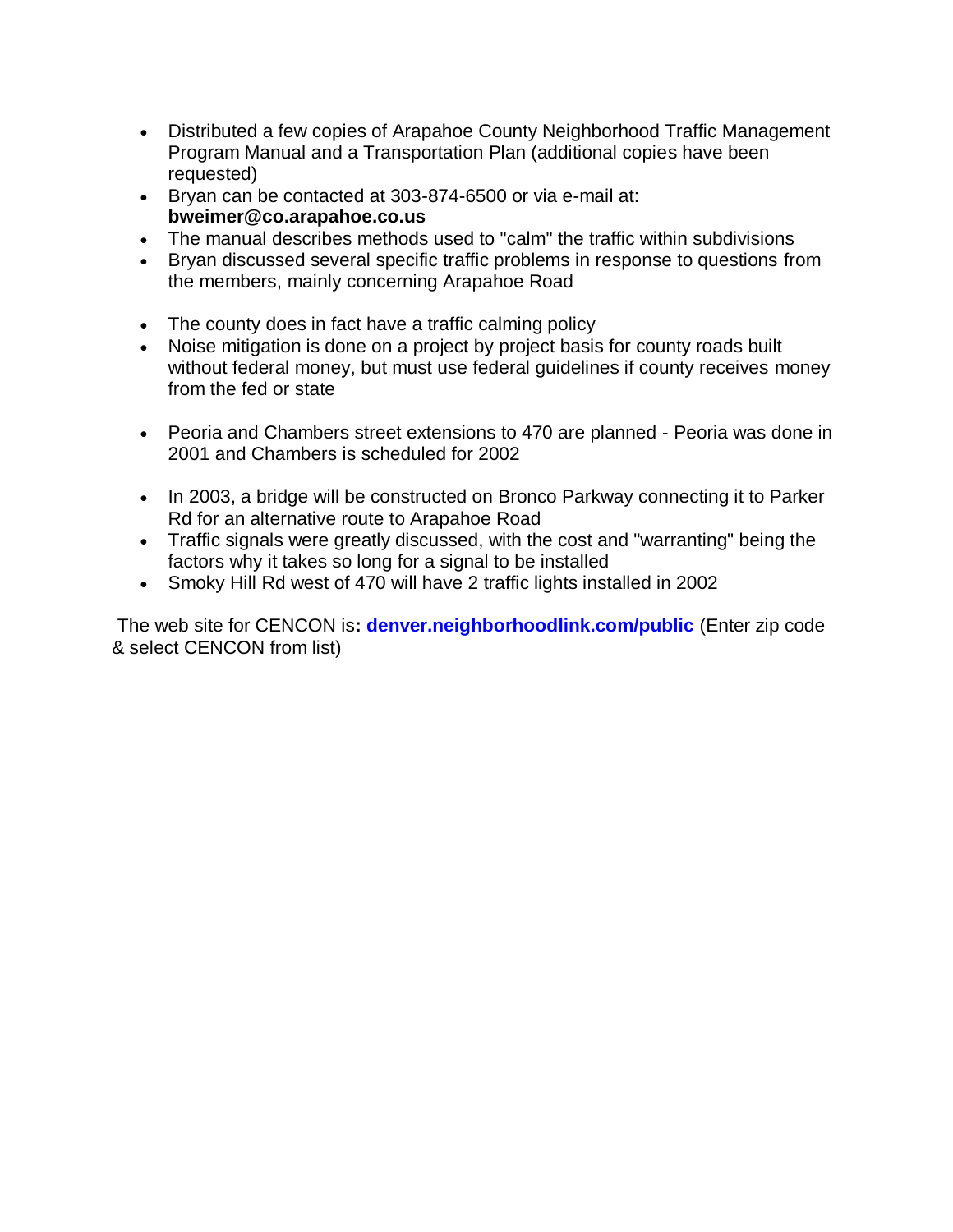- Distributed a few copies of Arapahoe County Neighborhood Traffic Management Program Manual and a Transportation Plan (additional copies have been requested)
- Bryan can be contacted at 303-874-6500 or via e-mail at: **bweimer@co.arapahoe.co.us**
- The manual describes methods used to "calm" the traffic within subdivisions
- Bryan discussed several specific traffic problems in response to questions from the members, mainly concerning Arapahoe Road

- The county does in fact have a traffic calming policy
- Noise mitigation is done on a project by project basis for county roads built without federal money, but must use federal guidelines if county receives money from the fed or state

- Peoria and Chambers street extensions to 470 are planned - Peoria was done in 2001 and Chambers is scheduled for 2002

- In 2003, a bridge will be constructed on Bronco Parkway connecting it to Parker Rd for an alternative route to Arapahoe Road
- Traffic signals were greatly discussed, with the cost and "warranting" being the factors why it takes so long for a signal to be installed
- Smoky Hill Rd west of 470 will have 2 traffic lights installed in 2002

The web site for CENCON is**: denver.neighborhoodlink.com/public** (Enter zip code & select CENCON from list)